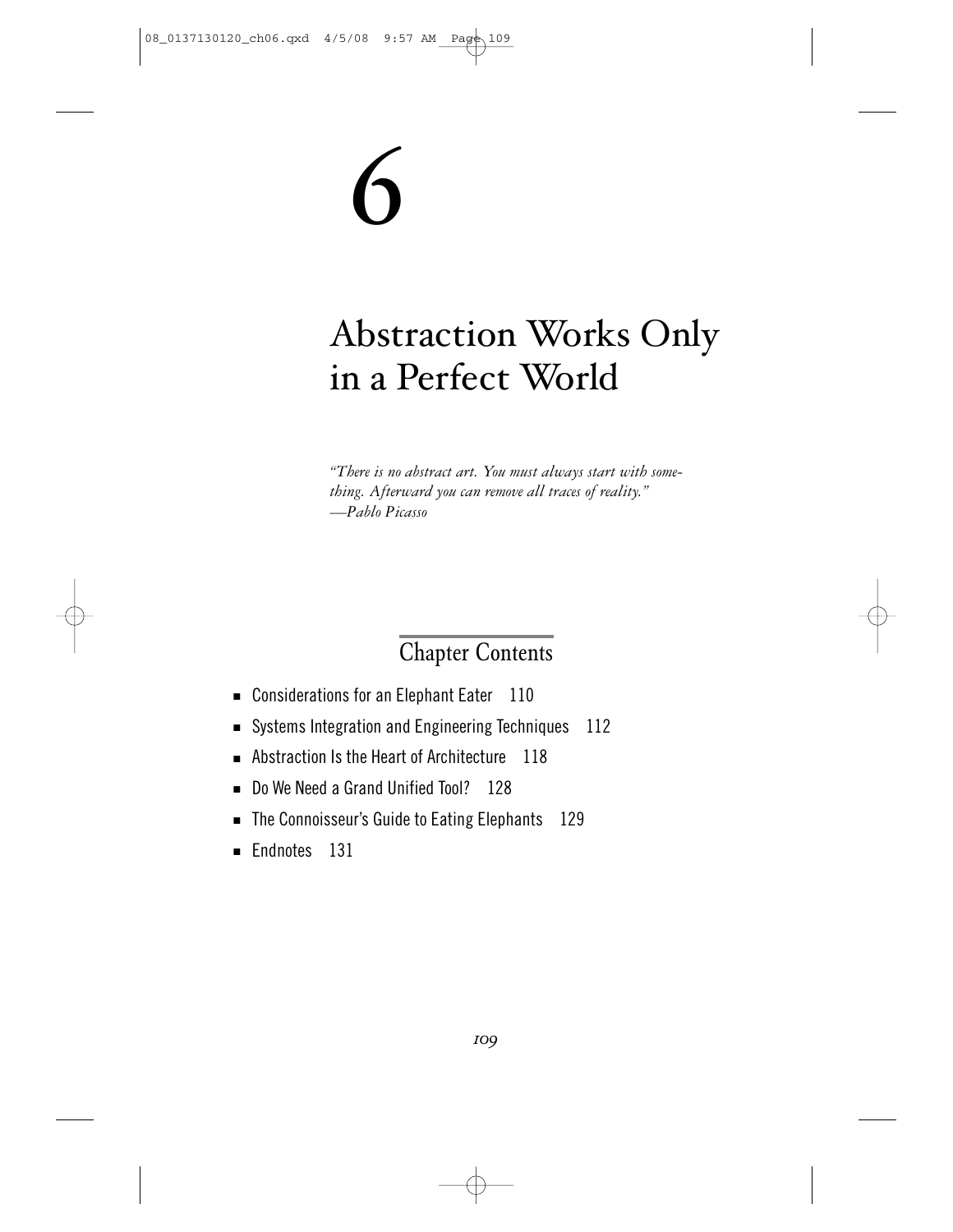# 6

# Abstraction Works Only in a Perfect World

*"There is no abstract art. You must always start with something. Afterward you can remove all traces of reality."*
*—Pablo Picasso*

## Chapter Contents

- Considerations for an Elephant Eater 110
- Systems Integration and Engineering Techniques 112
- Abstraction Is the Heart of Architecture 118
- Do We Need a Grand Unified Tool? 128
- The Connoisseur's Guide to Eating Elephants 129
- Endnotes 131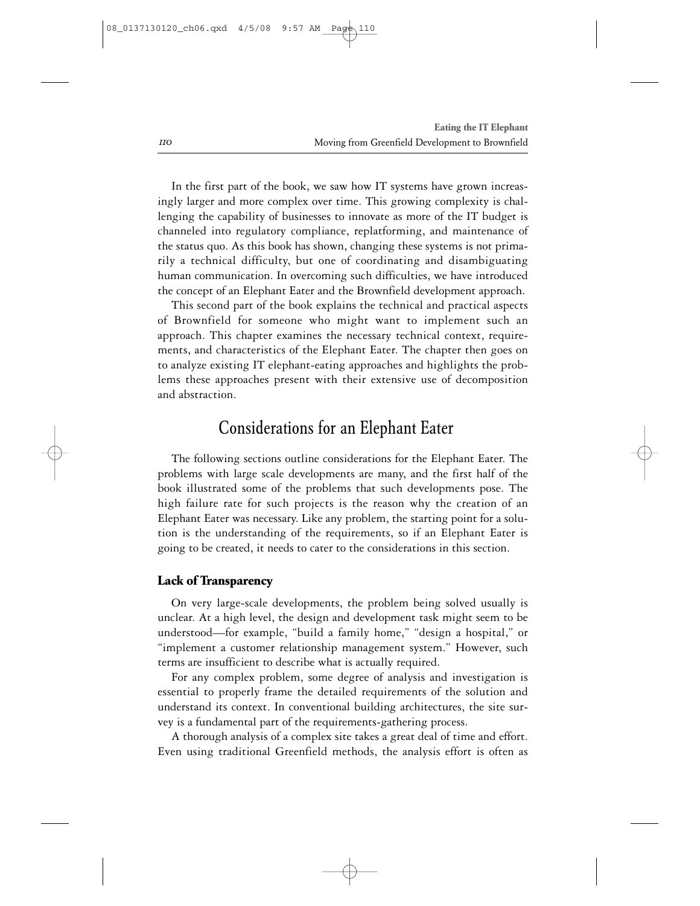In the first part of the book, we saw how IT systems have grown increasingly larger and more complex over time. This growing complexity is challenging the capability of businesses to innovate as more of the IT budget is channeled into regulatory compliance, replatforming, and maintenance of the status quo. As this book has shown, changing these systems is not primarily a technical difficulty, but one of coordinating and disambiguating human communication. In overcoming such difficulties, we have introduced the concept of an Elephant Eater and the Brownfield development approach.

This second part of the book explains the technical and practical aspects of Brownfield for someone who might want to implement such an approach. This chapter examines the necessary technical context, requirements, and characteristics of the Elephant Eater. The chapter then goes on to analyze existing IT elephant-eating approaches and highlights the problems these approaches present with their extensive use of decomposition and abstraction.

## Considerations for an Elephant Eater

The following sections outline considerations for the Elephant Eater. The problems with large scale developments are many, and the first half of the book illustrated some of the problems that such developments pose. The high failure rate for such projects is the reason why the creation of an Elephant Eater was necessary. Like any problem, the starting point for a solution is the understanding of the requirements, so if an Elephant Eater is going to be created, it needs to cater to the considerations in this section.

### Lack of Transparency

On very large-scale developments, the problem being solved usually is unclear. At a high level, the design and development task might seem to be understood—for example, "build a family home," "design a hospital," or "implement a customer relationship management system." However, such terms are insufficient to describe what is actually required.

For any complex problem, some degree of analysis and investigation is essential to properly frame the detailed requirements of the solution and understand its context. In conventional building architectures, the site survey is a fundamental part of the requirements-gathering process.

A thorough analysis of a complex site takes a great deal of time and effort. Even using traditional Greenfield methods, the analysis effort is often as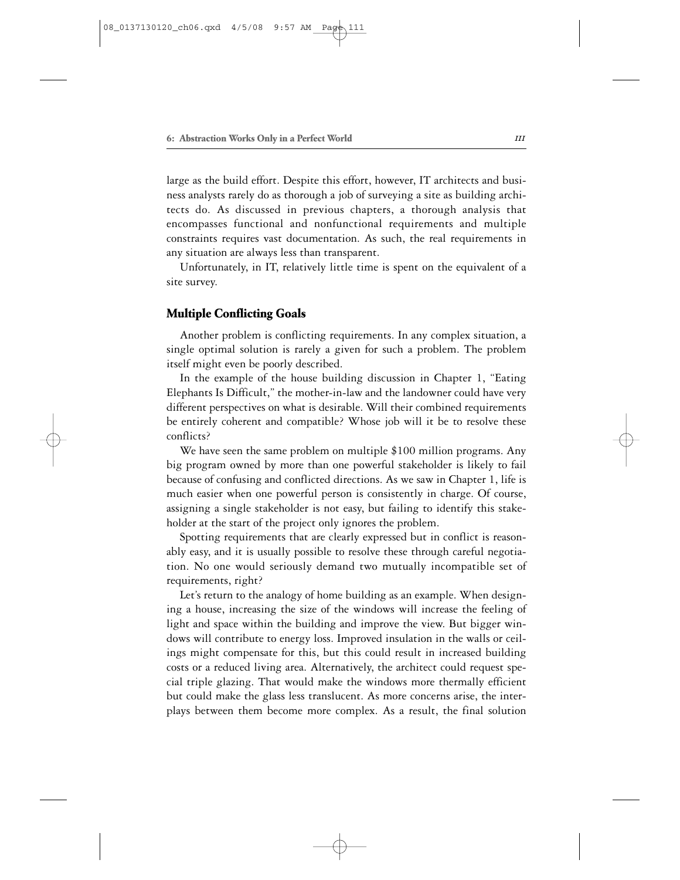large as the build effort. Despite this effort, however, IT architects and business analysts rarely do as thorough a job of surveying a site as building architects do. As discussed in previous chapters, a thorough analysis that encompasses functional and nonfunctional requirements and multiple constraints requires vast documentation. As such, the real requirements in any situation are always less than transparent.

Unfortunately, in IT, relatively little time is spent on the equivalent of a site survey.

## Multiple Conflicting Goals

Another problem is conflicting requirements. In any complex situation, a single optimal solution is rarely a given for such a problem. The problem itself might even be poorly described.

In the example of the house building discussion in Chapter 1, "Eating Elephants Is Difficult," the mother-in-law and the landowner could have very different perspectives on what is desirable. Will their combined requirements be entirely coherent and compatible? Whose job will it be to resolve these conflicts?

We have seen the same problem on multiple $100 million programs. Any big program owned by more than one powerful stakeholder is likely to fail because of confusing and conflicted directions. As we saw in Chapter 1, life is much easier when one powerful person is consistently in charge. Of course, assigning a single stakeholder is not easy, but failing to identify this stakeholder at the start of the project only ignores the problem.

Spotting requirements that are clearly expressed but in conflict is reasonably easy, and it is usually possible to resolve these through careful negotiation. No one would seriously demand two mutually incompatible set of requirements, right?

Let's return to the analogy of home building as an example. When designing a house, increasing the size of the windows will increase the feeling of light and space within the building and improve the view. But bigger windows will contribute to energy loss. Improved insulation in the walls or ceilings might compensate for this, but this could result in increased building costs or a reduced living area. Alternatively, the architect could request special triple glazing. That would make the windows more thermally efficient but could make the glass less translucent. As more concerns arise, the interplays between them become more complex. As a result, the final solution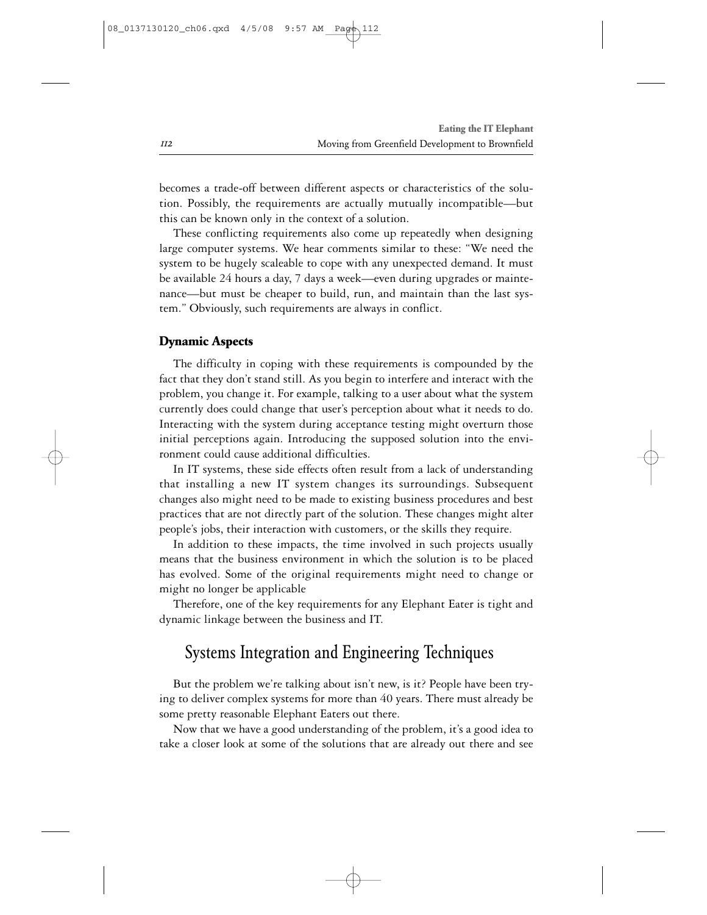becomes a trade-off between different aspects or characteristics of the solution. Possibly, the requirements are actually mutually incompatible—but this can be known only in the context of a solution.

These conflicting requirements also come up repeatedly when designing large computer systems. We hear comments similar to these: "We need the system to be hugely scaleable to cope with any unexpected demand. It must be available 24 hours a day, 7 days a week—even during upgrades or maintenance—but must be cheaper to build, run, and maintain than the last system." Obviously, such requirements are always in conflict.

### Dynamic Aspects

The difficulty in coping with these requirements is compounded by the fact that they don't stand still. As you begin to interfere and interact with the problem, you change it. For example, talking to a user about what the system currently does could change that user's perception about what it needs to do. Interacting with the system during acceptance testing might overturn those initial perceptions again. Introducing the supposed solution into the environment could cause additional difficulties.

In IT systems, these side effects often result from a lack of understanding that installing a new IT system changes its surroundings. Subsequent changes also might need to be made to existing business procedures and best practices that are not directly part of the solution. These changes might alter people's jobs, their interaction with customers, or the skills they require.

In addition to these impacts, the time involved in such projects usually means that the business environment in which the solution is to be placed has evolved. Some of the original requirements might need to change or might no longer be applicable

Therefore, one of the key requirements for any Elephant Eater is tight and dynamic linkage between the business and IT.

## Systems Integration and Engineering Techniques

But the problem we're talking about isn't new, is it? People have been trying to deliver complex systems for more than 40 years. There must already be some pretty reasonable Elephant Eaters out there.

Now that we have a good understanding of the problem, it's a good idea to take a closer look at some of the solutions that are already out there and see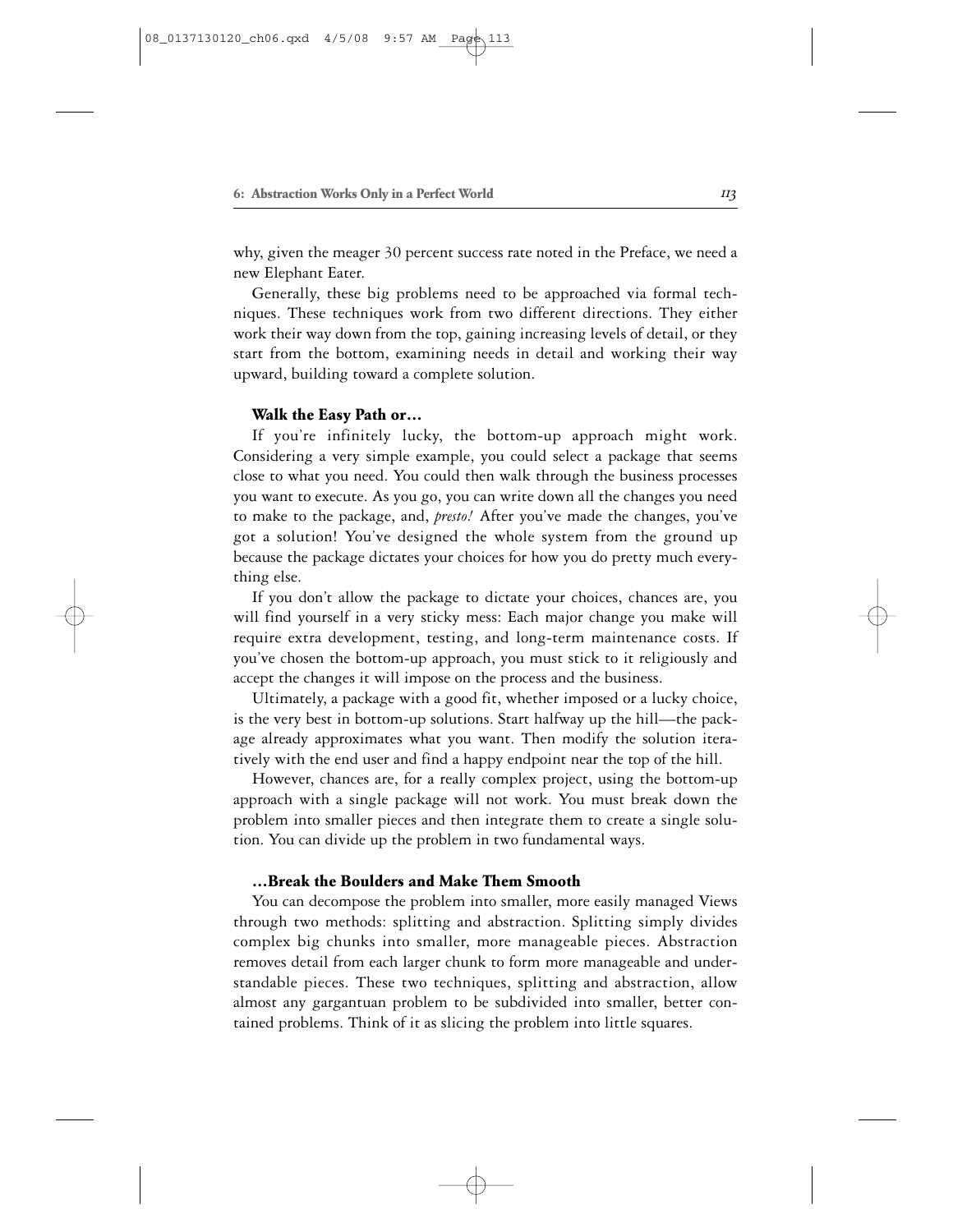why, given the meager 30 percent success rate noted in the Preface, we need a new Elephant Eater.

Generally, these big problems need to be approached via formal techniques. These techniques work from two different directions. They either work their way down from the top, gaining increasing levels of detail, or they start from the bottom, examining needs in detail and working their way upward, building toward a complete solution.

### Walk the Easy Path or…

If you're infinitely lucky, the bottom-up approach might work. Considering a very simple example, you could select a package that seems close to what you need. You could then walk through the business processes you want to execute. As you go, you can write down all the changes you need to make to the package, and, *presto!* After you've made the changes, you've got a solution! You've designed the whole system from the ground up because the package dictates your choices for how you do pretty much everything else.

If you don't allow the package to dictate your choices, chances are, you will find yourself in a very sticky mess: Each major change you make will require extra development, testing, and long-term maintenance costs. If you've chosen the bottom-up approach, you must stick to it religiously and accept the changes it will impose on the process and the business.

Ultimately, a package with a good fit, whether imposed or a lucky choice, is the very best in bottom-up solutions. Start halfway up the hill—the package already approximates what you want. Then modify the solution iteratively with the end user and find a happy endpoint near the top of the hill.

However, chances are, for a really complex project, using the bottom-up approach with a single package will not work. You must break down the problem into smaller pieces and then integrate them to create a single solution. You can divide up the problem in two fundamental ways.

### …Break the Boulders and Make Them Smooth

You can decompose the problem into smaller, more easily managed Views through two methods: splitting and abstraction. Splitting simply divides complex big chunks into smaller, more manageable pieces. Abstraction removes detail from each larger chunk to form more manageable and understandable pieces. These two techniques, splitting and abstraction, allow almost any gargantuan problem to be subdivided into smaller, better contained problems. Think of it as slicing the problem into little squares.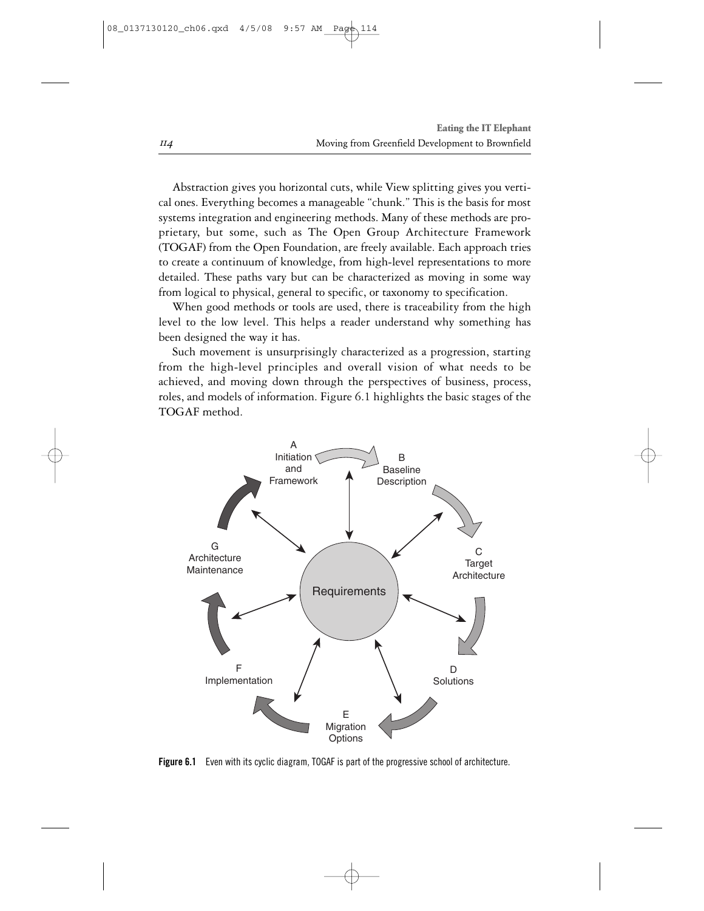Abstraction gives you horizontal cuts, while View splitting gives you vertical ones. Everything becomes a manageable "chunk." This is the basis for most systems integration and engineering methods. Many of these methods are proprietary, but some, such as The Open Group Architecture Framework (TOGAF) from the Open Foundation, are freely available. Each approach tries to create a continuum of knowledge, from high-level representations to more detailed. These paths vary but can be characterized as moving in some way from logical to physical, general to specific, or taxonomy to specification.

When good methods or tools are used, there is traceability from the high level to the low level. This helps a reader understand why something has been designed the way it has.

Such movement is unsurprisingly characterized as a progression, starting from the high-level principles and overall vision of what needs to be achieved, and moving down through the perspectives of business, process, roles, and models of information. Figure 6.1 highlights the basic stages of the TOGAF method.

A Initiation and Framework

B Baseline Description

C Target Architecture

D Solutions

E Migration Options

F Implementation

G Architecture Maintenance

Requirements

**Figure 6.1** Even with its cyclic diagram, TOGAF is part of the progressive school of architecture.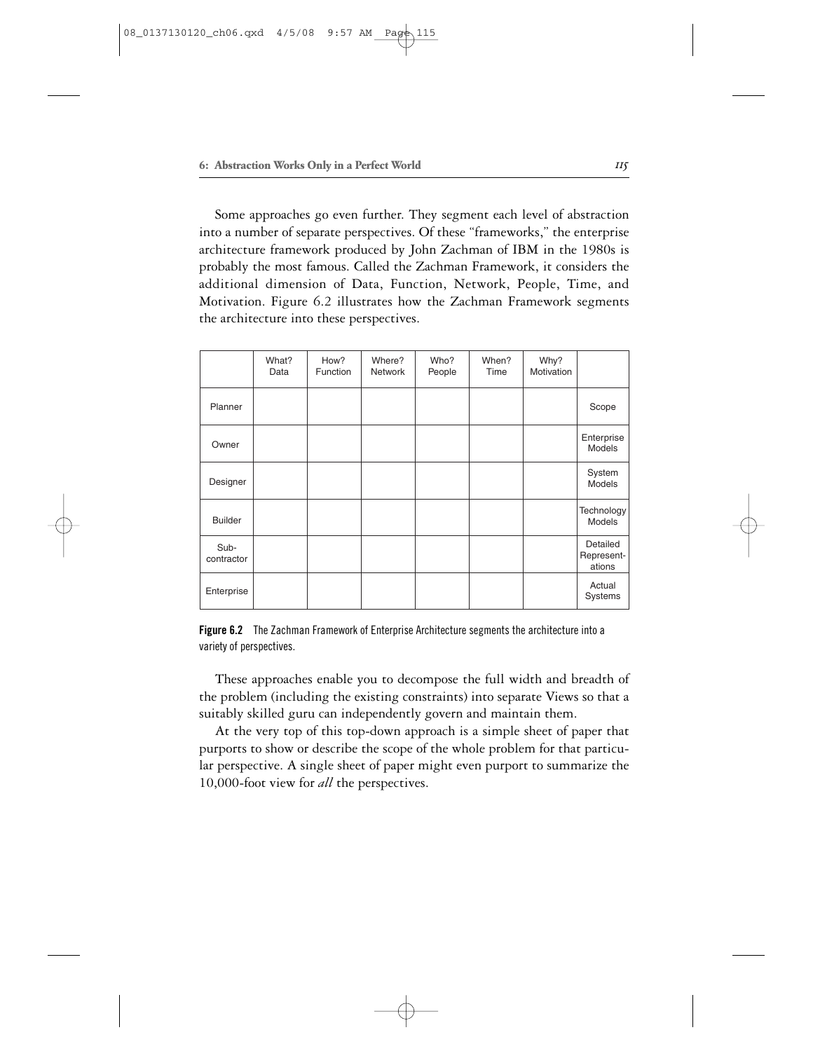Some approaches go even further. They segment each level of abstraction into a number of separate perspectives. Of these "frameworks," the enterprise architecture framework produced by John Zachman of IBM in the 1980s is probably the most famous. Called the Zachman Framework, it considers the additional dimension of Data, Function, Network, People, Time, and Motivation. Figure 6.2 illustrates how the Zachman Framework segments the architecture into these perspectives.

| | What? Data | How? Function | Where? Network | Who? People | When? Time | Why? Motivation | |
|---|---|---|---|---|---|---|---|
| Planner | | | | | | | Scope |
| Owner | | | | | | | Enterprise Models |
| Designer | | | | | | | System Models |
| Builder | | | | | | | Technology Models |
| Sub-contractor | | | | | | | Detailed Represent-ations |
| Enterprise | | | | | | | Actual Systems |

**Figure 6.2** The Zachman Framework of Enterprise Architecture segments the architecture into a variety of perspectives.

These approaches enable you to decompose the full width and breadth of the problem (including the existing constraints) into separate Views so that a suitably skilled guru can independently govern and maintain them.

At the very top of this top-down approach is a simple sheet of paper that purports to show or describe the scope of the whole problem for that particular perspective. A single sheet of paper might even purport to summarize the 10,000-foot view for *all* the perspectives.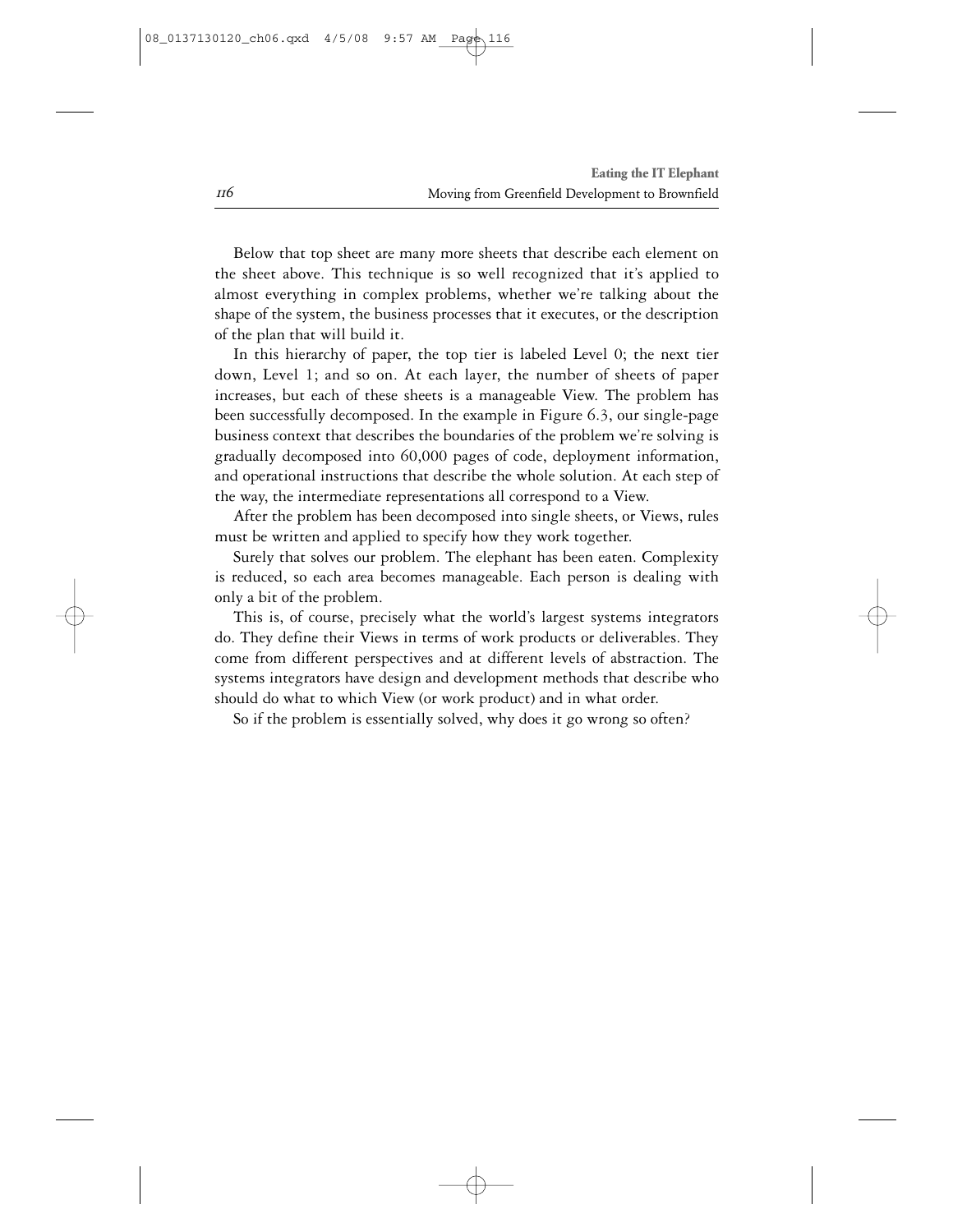Below that top sheet are many more sheets that describe each element on the sheet above. This technique is so well recognized that it's applied to almost everything in complex problems, whether we're talking about the shape of the system, the business processes that it executes, or the description of the plan that will build it.

In this hierarchy of paper, the top tier is labeled Level 0; the next tier down, Level 1; and so on. At each layer, the number of sheets of paper increases, but each of these sheets is a manageable View. The problem has been successfully decomposed. In the example in Figure 6.3, our single-page business context that describes the boundaries of the problem we're solving is gradually decomposed into 60,000 pages of code, deployment information, and operational instructions that describe the whole solution. At each step of the way, the intermediate representations all correspond to a View.

After the problem has been decomposed into single sheets, or Views, rules must be written and applied to specify how they work together.

Surely that solves our problem. The elephant has been eaten. Complexity is reduced, so each area becomes manageable. Each person is dealing with only a bit of the problem.

This is, of course, precisely what the world's largest systems integrators do. They define their Views in terms of work products or deliverables. They come from different perspectives and at different levels of abstraction. The systems integrators have design and development methods that describe who should do what to which View (or work product) and in what order.

So if the problem is essentially solved, why does it go wrong so often?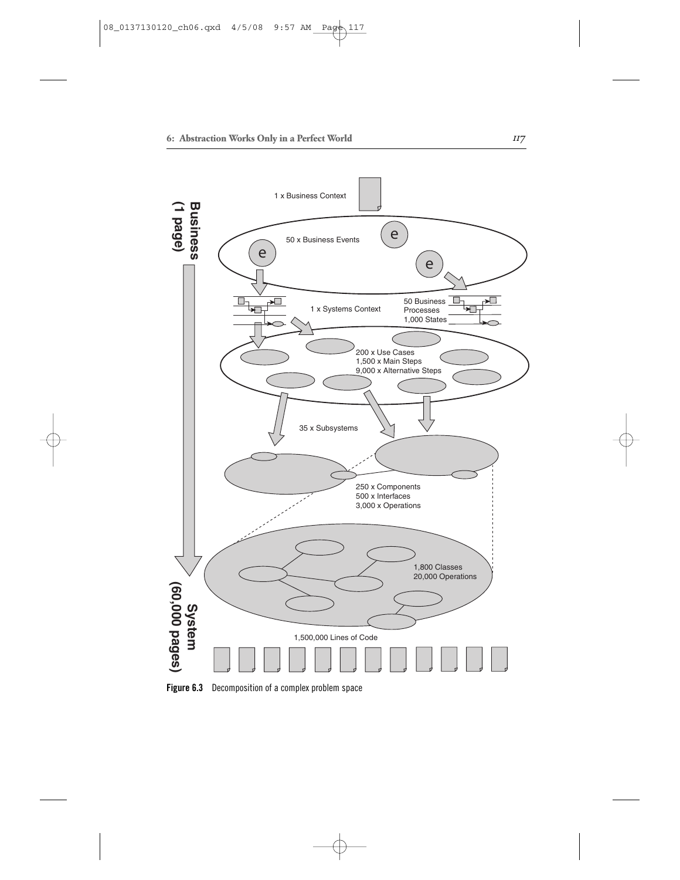1 x Business Context

50 x Business Events

1 x Systems Context

50 Business Processes
1,000 States

200 x Use Cases
1,500 x Main Steps
9,000 x Alternative Steps

35 x Subsystems

250 x Components
500 x Interfaces
3,000 x Operations

1,800 Classes
20,000 Operations

1,500,000 Lines of Code

**Business (1 page)**

**System (60,000 pages)**

**Figure 6.3** Decomposition of a complex problem space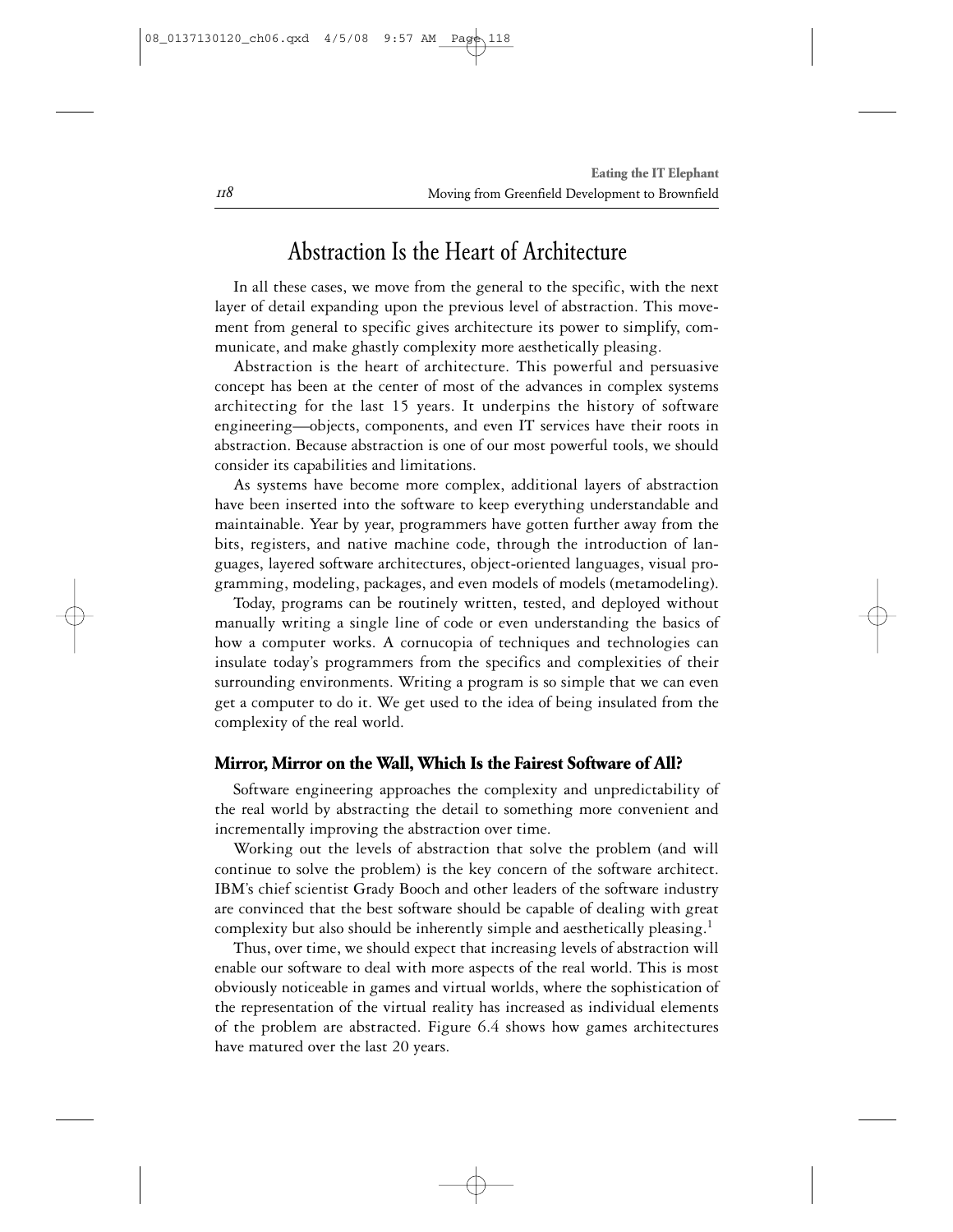# Abstraction Is the Heart of Architecture

In all these cases, we move from the general to the specific, with the next layer of detail expanding upon the previous level of abstraction. This movement from general to specific gives architecture its power to simplify, communicate, and make ghastly complexity more aesthetically pleasing.

Abstraction is the heart of architecture. This powerful and persuasive concept has been at the center of most of the advances in complex systems architecting for the last 15 years. It underpins the history of software engineering—objects, components, and even IT services have their roots in abstraction. Because abstraction is one of our most powerful tools, we should consider its capabilities and limitations.

As systems have become more complex, additional layers of abstraction have been inserted into the software to keep everything understandable and maintainable. Year by year, programmers have gotten further away from the bits, registers, and native machine code, through the introduction of languages, layered software architectures, object-oriented languages, visual programming, modeling, packages, and even models of models (metamodeling).

Today, programs can be routinely written, tested, and deployed without manually writing a single line of code or even understanding the basics of how a computer works. A cornucopia of techniques and technologies can insulate today's programmers from the specifics and complexities of their surrounding environments. Writing a program is so simple that we can even get a computer to do it. We get used to the idea of being insulated from the complexity of the real world.

### Mirror, Mirror on the Wall, Which Is the Fairest Software of All?

Software engineering approaches the complexity and unpredictability of the real world by abstracting the detail to something more convenient and incrementally improving the abstraction over time.

Working out the levels of abstraction that solve the problem (and will continue to solve the problem) is the key concern of the software architect. IBM's chief scientist Grady Booch and other leaders of the software industry are convinced that the best software should be capable of dealing with great complexity but also should be inherently simple and aesthetically pleasing.[1]

Thus, over time, we should expect that increasing levels of abstraction will enable our software to deal with more aspects of the real world. This is most obviously noticeable in games and virtual worlds, where the sophistication of the representation of the virtual reality has increased as individual elements of the problem are abstracted. Figure 6.4 shows how games architectures have matured over the last 20 years.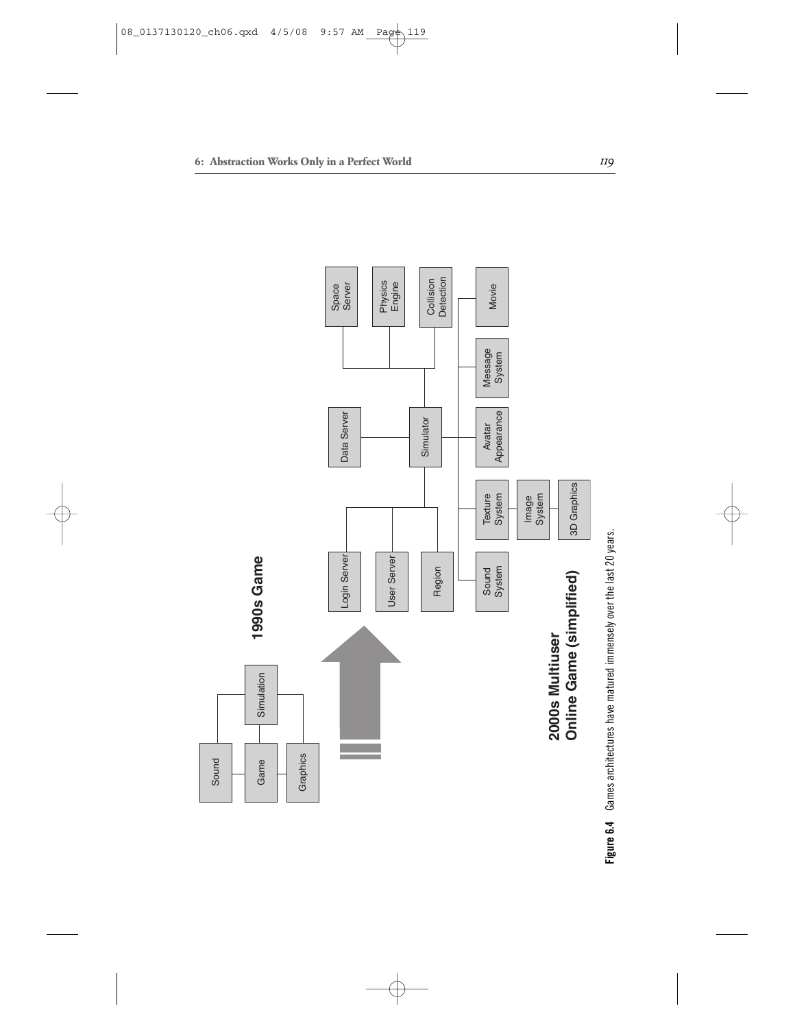Figure 6.4 Games architectures have matured immensely over the last 20 years.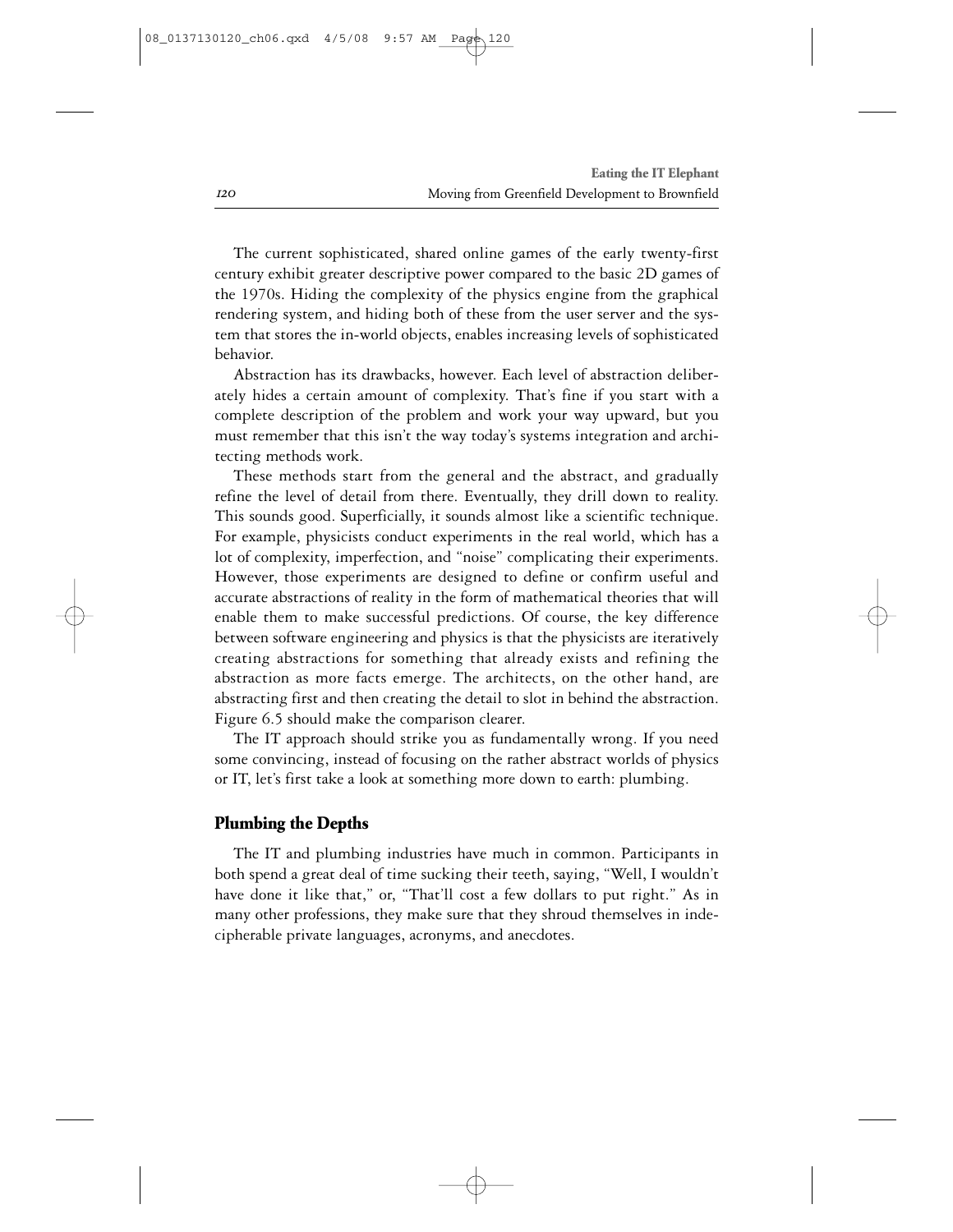The current sophisticated, shared online games of the early twenty-first century exhibit greater descriptive power compared to the basic 2D games of the 1970s. Hiding the complexity of the physics engine from the graphical rendering system, and hiding both of these from the user server and the system that stores the in-world objects, enables increasing levels of sophisticated behavior.

Abstraction has its drawbacks, however. Each level of abstraction deliberately hides a certain amount of complexity. That's fine if you start with a complete description of the problem and work your way upward, but you must remember that this isn't the way today's systems integration and architecting methods work.

These methods start from the general and the abstract, and gradually refine the level of detail from there. Eventually, they drill down to reality. This sounds good. Superficially, it sounds almost like a scientific technique. For example, physicists conduct experiments in the real world, which has a lot of complexity, imperfection, and "noise" complicating their experiments. However, those experiments are designed to define or confirm useful and accurate abstractions of reality in the form of mathematical theories that will enable them to make successful predictions. Of course, the key difference between software engineering and physics is that the physicists are iteratively creating abstractions for something that already exists and refining the abstraction as more facts emerge. The architects, on the other hand, are abstracting first and then creating the detail to slot in behind the abstraction. Figure 6.5 should make the comparison clearer.

The IT approach should strike you as fundamentally wrong. If you need some convincing, instead of focusing on the rather abstract worlds of physics or IT, let's first take a look at something more down to earth: plumbing.

## Plumbing the Depths

The IT and plumbing industries have much in common. Participants in both spend a great deal of time sucking their teeth, saying, "Well, I wouldn't have done it like that," or, "That'll cost a few dollars to put right." As in many other professions, they make sure that they shroud themselves in indecipherable private languages, acronyms, and anecdotes.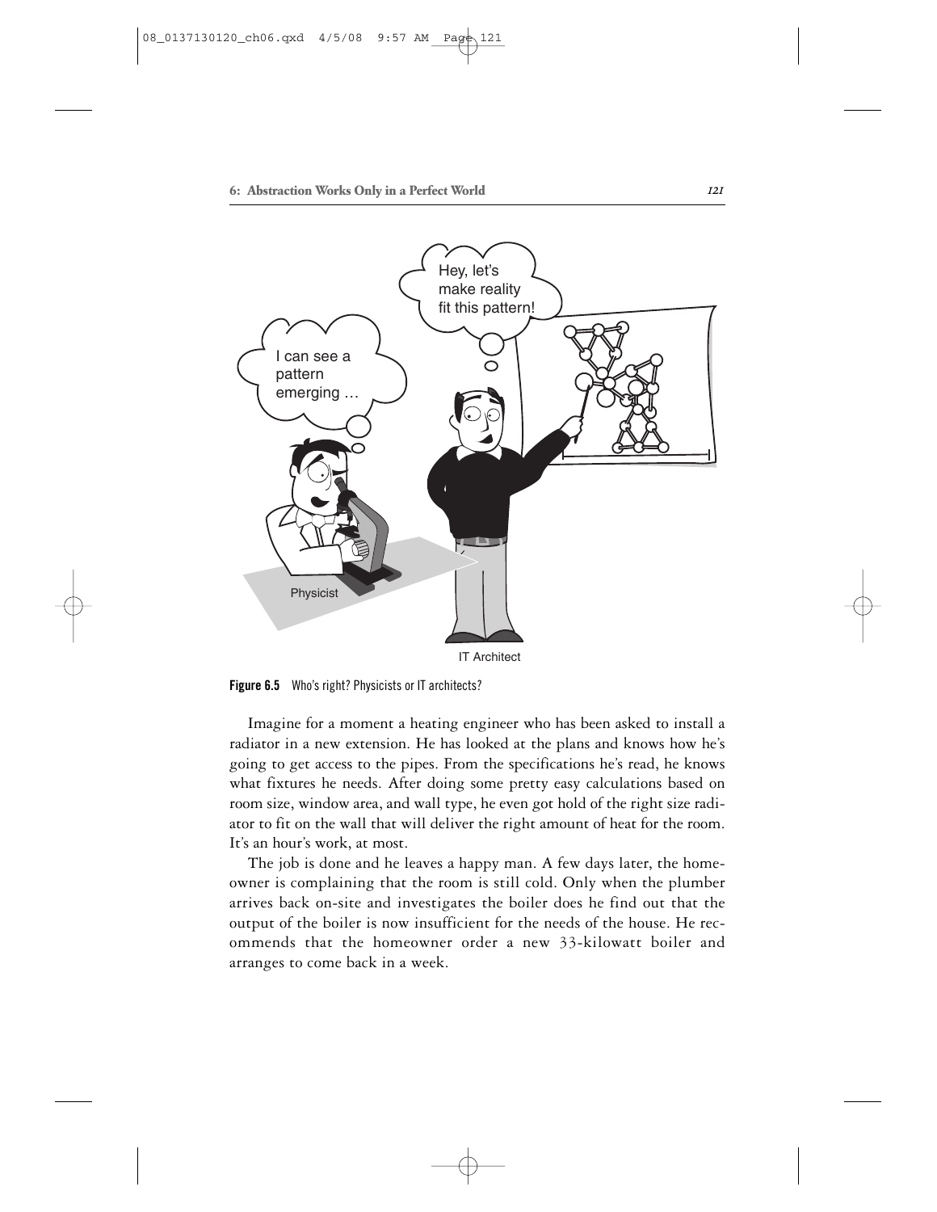**Figure 6.5** Who's right? Physicists or IT architects?

Imagine for a moment a heating engineer who has been asked to install a radiator in a new extension. He has looked at the plans and knows how he's going to get access to the pipes. From the specifications he's read, he knows what fixtures he needs. After doing some pretty easy calculations based on room size, window area, and wall type, he even got hold of the right size radiator to fit on the wall that will deliver the right amount of heat for the room. It's an hour's work, at most.

The job is done and he leaves a happy man. A few days later, the homeowner is complaining that the room is still cold. Only when the plumber arrives back on-site and investigates the boiler does he find out that the output of the boiler is now insufficient for the needs of the house. He recommends that the homeowner order a new 33-kilowatt boiler and arranges to come back in a week.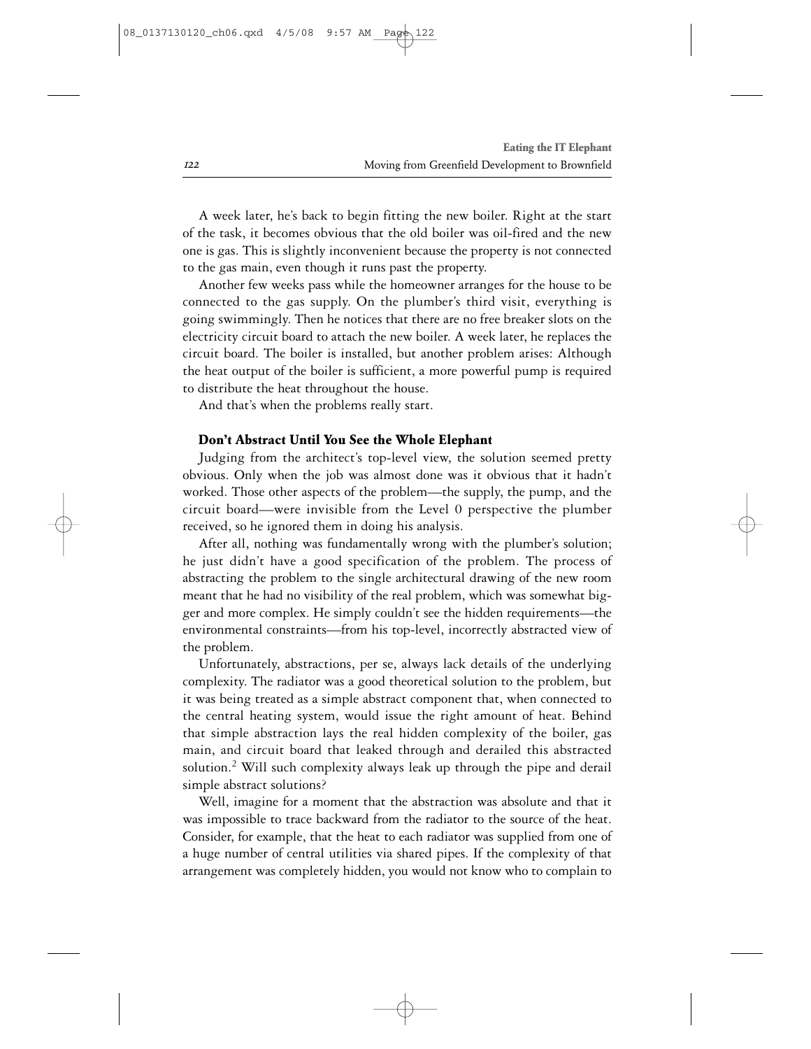A week later, he's back to begin fitting the new boiler. Right at the start of the task, it becomes obvious that the old boiler was oil-fired and the new one is gas. This is slightly inconvenient because the property is not connected to the gas main, even though it runs past the property.

Another few weeks pass while the homeowner arranges for the house to be connected to the gas supply. On the plumber's third visit, everything is going swimmingly. Then he notices that there are no free breaker slots on the electricity circuit board to attach the new boiler. A week later, he replaces the circuit board. The boiler is installed, but another problem arises: Although the heat output of the boiler is sufficient, a more powerful pump is required to distribute the heat throughout the house.

And that's when the problems really start.

### Don't Abstract Until You See the Whole Elephant

Judging from the architect's top-level view, the solution seemed pretty obvious. Only when the job was almost done was it obvious that it hadn't worked. Those other aspects of the problem—the supply, the pump, and the circuit board—were invisible from the Level 0 perspective the plumber received, so he ignored them in doing his analysis.

After all, nothing was fundamentally wrong with the plumber's solution; he just didn't have a good specification of the problem. The process of abstracting the problem to the single architectural drawing of the new room meant that he had no visibility of the real problem, which was somewhat bigger and more complex. He simply couldn't see the hidden requirements—the environmental constraints—from his top-level, incorrectly abstracted view of the problem.

Unfortunately, abstractions, per se, always lack details of the underlying complexity. The radiator was a good theoretical solution to the problem, but it was being treated as a simple abstract component that, when connected to the central heating system, would issue the right amount of heat. Behind that simple abstraction lays the real hidden complexity of the boiler, gas main, and circuit board that leaked through and derailed this abstracted solution.[2] Will such complexity always leak up through the pipe and derail simple abstract solutions?

Well, imagine for a moment that the abstraction was absolute and that it was impossible to trace backward from the radiator to the source of the heat. Consider, for example, that the heat to each radiator was supplied from one of a huge number of central utilities via shared pipes. If the complexity of that arrangement was completely hidden, you would not know who to complain to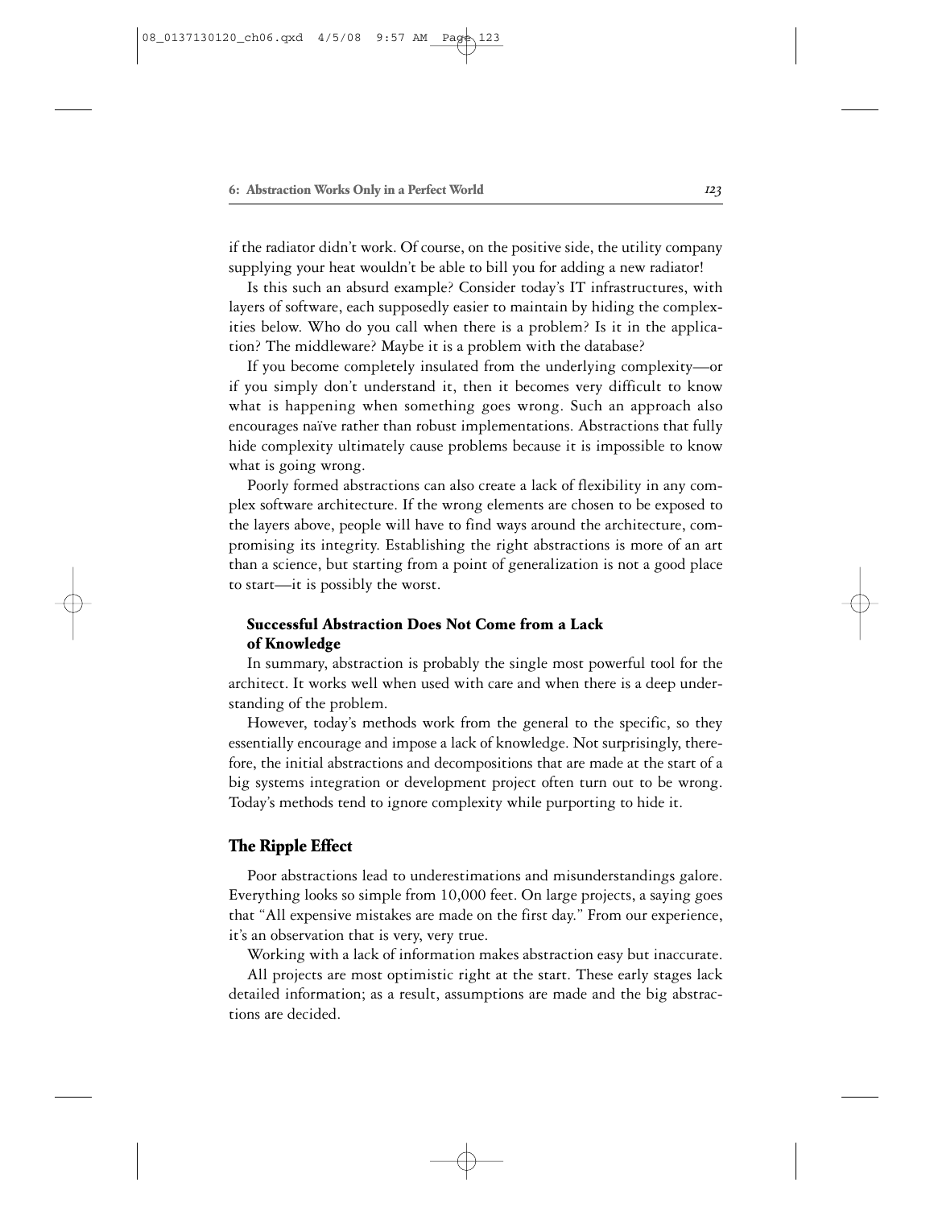if the radiator didn't work. Of course, on the positive side, the utility company supplying your heat wouldn't be able to bill you for adding a new radiator!

Is this such an absurd example? Consider today's IT infrastructures, with layers of software, each supposedly easier to maintain by hiding the complexities below. Who do you call when there is a problem? Is it in the application? The middleware? Maybe it is a problem with the database?

If you become completely insulated from the underlying complexity—or if you simply don't understand it, then it becomes very difficult to know what is happening when something goes wrong. Such an approach also encourages naïve rather than robust implementations. Abstractions that fully hide complexity ultimately cause problems because it is impossible to know what is going wrong.

Poorly formed abstractions can also create a lack of flexibility in any complex software architecture. If the wrong elements are chosen to be exposed to the layers above, people will have to find ways around the architecture, compromising its integrity. Establishing the right abstractions is more of an art than a science, but starting from a point of generalization is not a good place to start—it is possibly the worst.

#### Successful Abstraction Does Not Come from a Lack of Knowledge

In summary, abstraction is probably the single most powerful tool for the architect. It works well when used with care and when there is a deep understanding of the problem.

However, today's methods work from the general to the specific, so they essentially encourage and impose a lack of knowledge. Not surprisingly, therefore, the initial abstractions and decompositions that are made at the start of a big systems integration or development project often turn out to be wrong. Today's methods tend to ignore complexity while purporting to hide it.

### The Ripple Effect

Poor abstractions lead to underestimations and misunderstandings galore. Everything looks so simple from 10,000 feet. On large projects, a saying goes that "All expensive mistakes are made on the first day." From our experience, it's an observation that is very, very true.

Working with a lack of information makes abstraction easy but inaccurate.

All projects are most optimistic right at the start. These early stages lack detailed information; as a result, assumptions are made and the big abstractions are decided.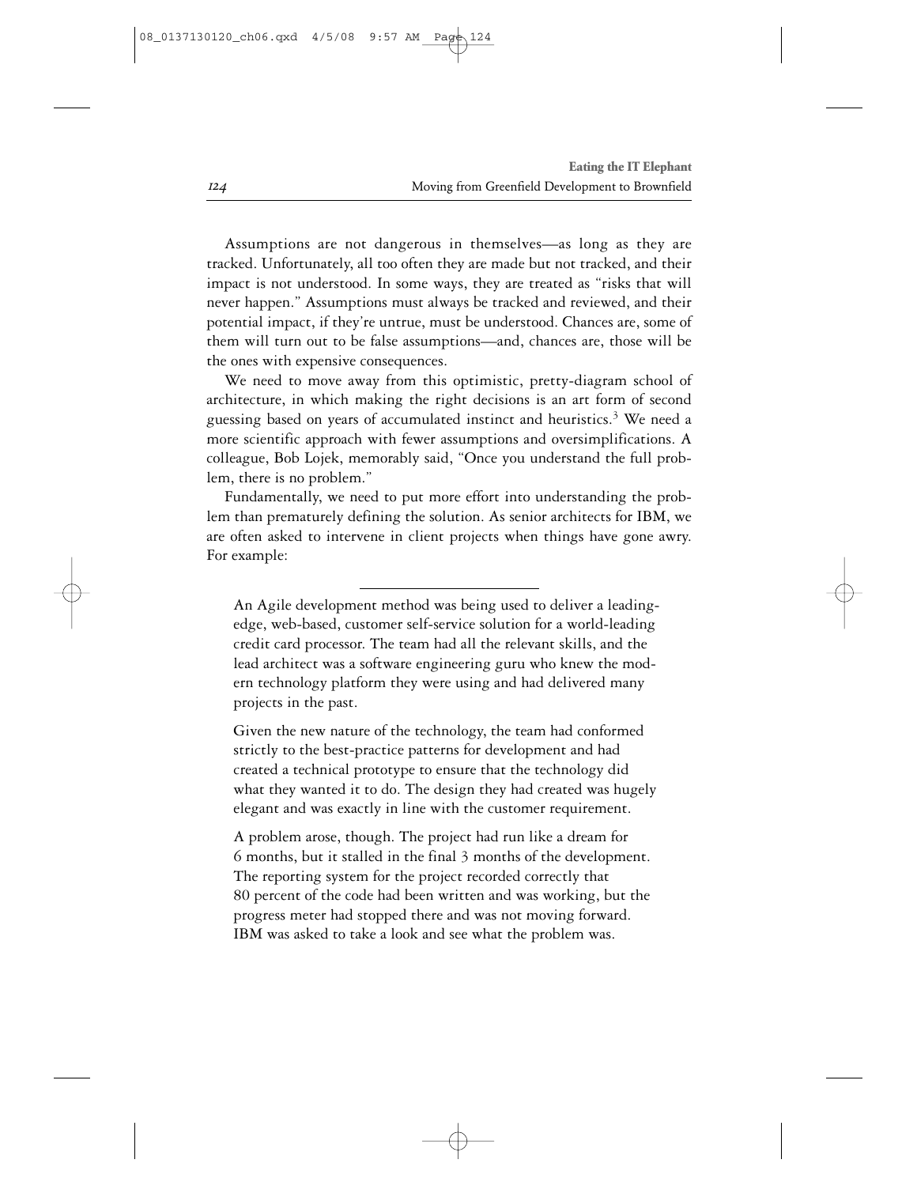Assumptions are not dangerous in themselves—as long as they are tracked. Unfortunately, all too often they are made but not tracked, and their impact is not understood. In some ways, they are treated as "risks that will never happen." Assumptions must always be tracked and reviewed, and their potential impact, if they're untrue, must be understood. Chances are, some of them will turn out to be false assumptions—and, chances are, those will be the ones with expensive consequences.

We need to move away from this optimistic, pretty-diagram school of architecture, in which making the right decisions is an art form of second guessing based on years of accumulated instinct and heuristics.[3] We need a more scientific approach with fewer assumptions and oversimplifications. A colleague, Bob Lojek, memorably said, "Once you understand the full problem, there is no problem."

Fundamentally, we need to put more effort into understanding the problem than prematurely defining the solution. As senior architects for IBM, we are often asked to intervene in client projects when things have gone awry. For example:

---

> An Agile development method was being used to deliver a leading-edge, web-based, customer self-service solution for a world-leading credit card processor. The team had all the relevant skills, and the lead architect was a software engineering guru who knew the modern technology platform they were using and had delivered many projects in the past.
>
> Given the new nature of the technology, the team had conformed strictly to the best-practice patterns for development and had created a technical prototype to ensure that the technology did what they wanted it to do. The design they had created was hugely elegant and was exactly in line with the customer requirement.
>
> A problem arose, though. The project had run like a dream for 6 months, but it stalled in the final 3 months of the development. The reporting system for the project recorded correctly that 80 percent of the code had been written and was working, but the progress meter had stopped there and was not moving forward. IBM was asked to take a look and see what the problem was.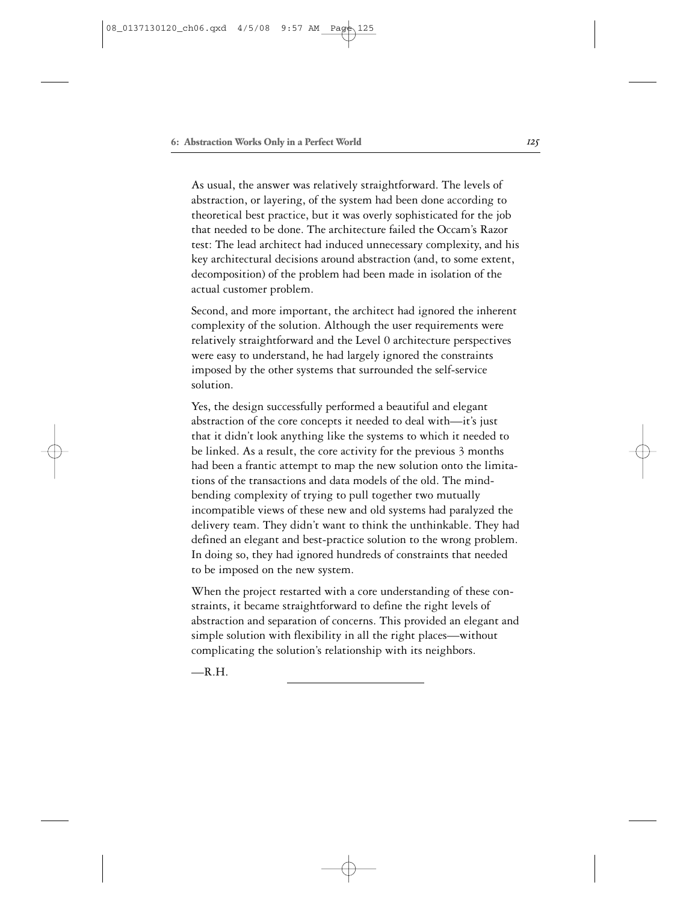As usual, the answer was relatively straightforward. The levels of abstraction, or layering, of the system had been done according to theoretical best practice, but it was overly sophisticated for the job that needed to be done. The architecture failed the Occam's Razor test: The lead architect had induced unnecessary complexity, and his key architectural decisions around abstraction (and, to some extent, decomposition) of the problem had been made in isolation of the actual customer problem.

Second, and more important, the architect had ignored the inherent complexity of the solution. Although the user requirements were relatively straightforward and the Level 0 architecture perspectives were easy to understand, he had largely ignored the constraints imposed by the other systems that surrounded the self-service solution.

Yes, the design successfully performed a beautiful and elegant abstraction of the core concepts it needed to deal with—it's just that it didn't look anything like the systems to which it needed to be linked. As a result, the core activity for the previous 3 months had been a frantic attempt to map the new solution onto the limitations of the transactions and data models of the old. The mind-bending complexity of trying to pull together two mutually incompatible views of these new and old systems had paralyzed the delivery team. They didn't want to think the unthinkable. They had defined an elegant and best-practice solution to the wrong problem. In doing so, they had ignored hundreds of constraints that needed to be imposed on the new system.

When the project restarted with a core understanding of these constraints, it became straightforward to define the right levels of abstraction and separation of concerns. This provided an elegant and simple solution with flexibility in all the right places—without complicating the solution's relationship with its neighbors.

—R.H.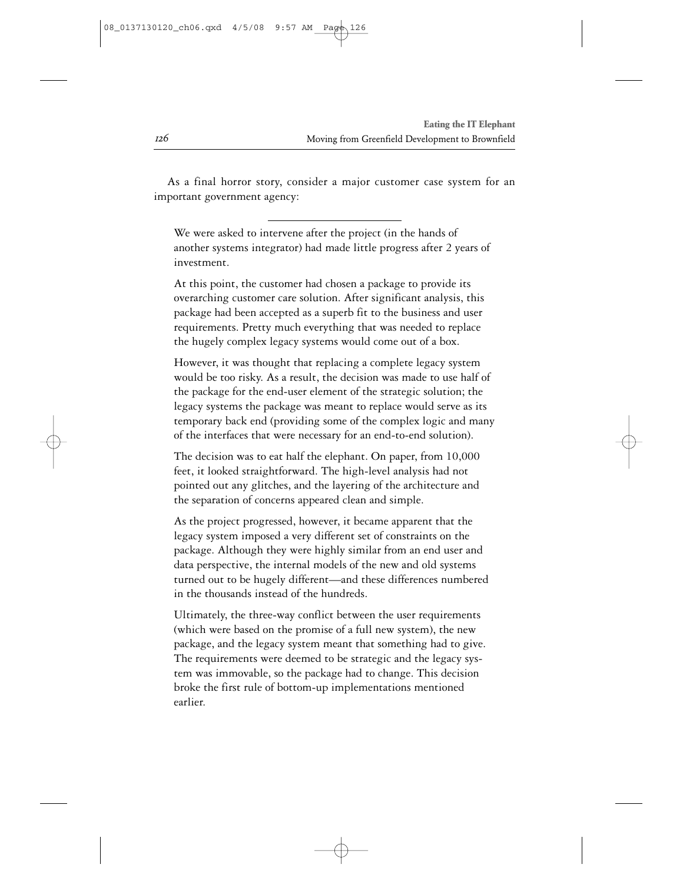As a final horror story, consider a major customer case system for an important government agency:

---

> We were asked to intervene after the project (in the hands of another systems integrator) had made little progress after 2 years of investment.
>
> At this point, the customer had chosen a package to provide its overarching customer care solution. After significant analysis, this package had been accepted as a superb fit to the business and user requirements. Pretty much everything that was needed to replace the hugely complex legacy systems would come out of a box.
>
> However, it was thought that replacing a complete legacy system would be too risky. As a result, the decision was made to use half of the package for the end-user element of the strategic solution; the legacy systems the package was meant to replace would serve as its temporary back end (providing some of the complex logic and many of the interfaces that were necessary for an end-to-end solution).
>
> The decision was to eat half the elephant. On paper, from 10,000 feet, it looked straightforward. The high-level analysis had not pointed out any glitches, and the layering of the architecture and the separation of concerns appeared clean and simple.
>
> As the project progressed, however, it became apparent that the legacy system imposed a very different set of constraints on the package. Although they were highly similar from an end user and data perspective, the internal models of the new and old systems turned out to be hugely different—and these differences numbered in the thousands instead of the hundreds.
>
> Ultimately, the three-way conflict between the user requirements (which were based on the promise of a full new system), the new package, and the legacy system meant that something had to give. The requirements were deemed to be strategic and the legacy system was immovable, so the package had to change. This decision broke the first rule of bottom-up implementations mentioned earlier.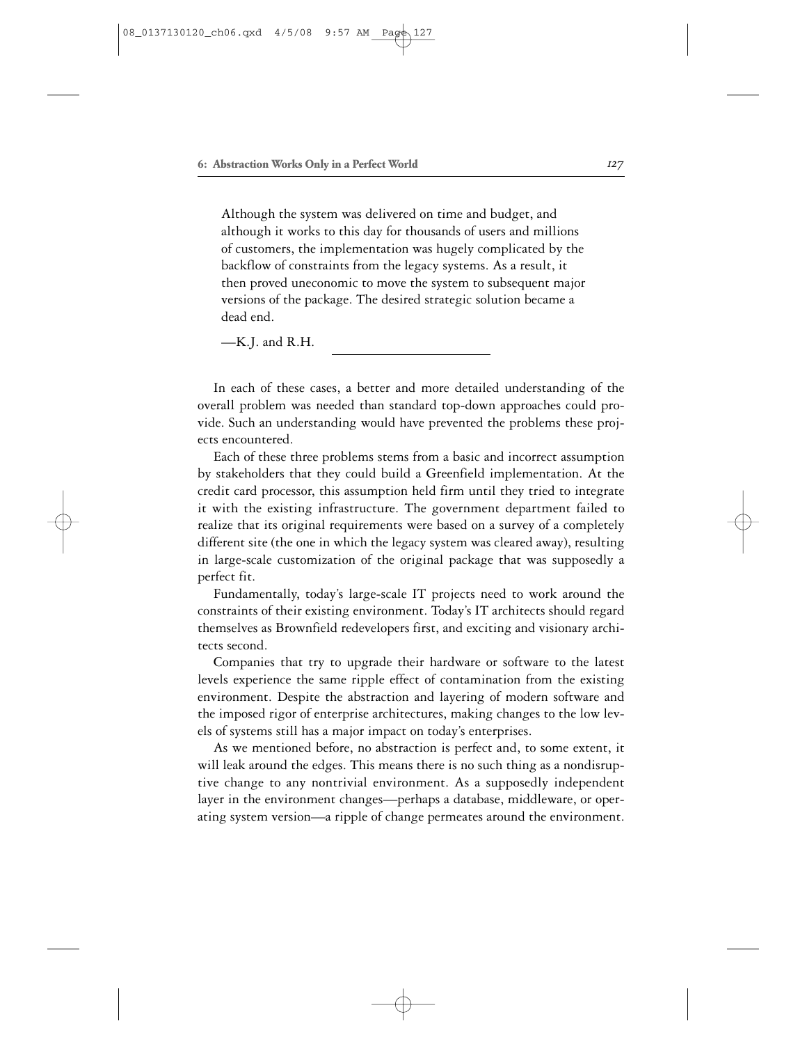Although the system was delivered on time and budget, and although it works to this day for thousands of users and millions of customers, the implementation was hugely complicated by the backflow of constraints from the legacy systems. As a result, it then proved uneconomic to move the system to subsequent major versions of the package. The desired strategic solution became a dead end.

—K.J. and R.H.

In each of these cases, a better and more detailed understanding of the overall problem was needed than standard top-down approaches could provide. Such an understanding would have prevented the problems these projects encountered.

Each of these three problems stems from a basic and incorrect assumption by stakeholders that they could build a Greenfield implementation. At the credit card processor, this assumption held firm until they tried to integrate it with the existing infrastructure. The government department failed to realize that its original requirements were based on a survey of a completely different site (the one in which the legacy system was cleared away), resulting in large-scale customization of the original package that was supposedly a perfect fit.

Fundamentally, today's large-scale IT projects need to work around the constraints of their existing environment. Today's IT architects should regard themselves as Brownfield redevelopers first, and exciting and visionary architects second.

Companies that try to upgrade their hardware or software to the latest levels experience the same ripple effect of contamination from the existing environment. Despite the abstraction and layering of modern software and the imposed rigor of enterprise architectures, making changes to the low levels of systems still has a major impact on today's enterprises.

As we mentioned before, no abstraction is perfect and, to some extent, it will leak around the edges. This means there is no such thing as a nondisruptive change to any nontrivial environment. As a supposedly independent layer in the environment changes—perhaps a database, middleware, or operating system version—a ripple of change permeates around the environment.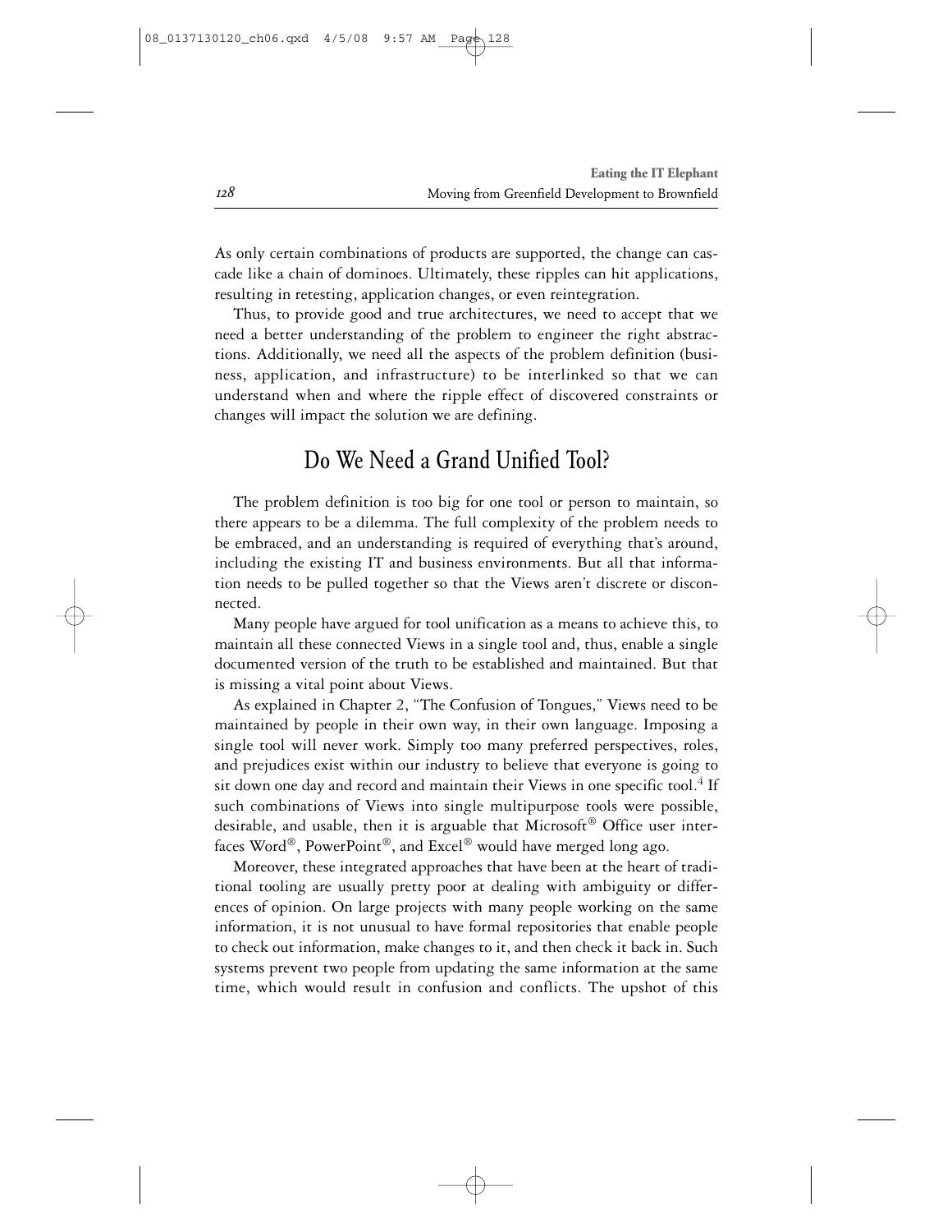As only certain combinations of products are supported, the change can cascade like a chain of dominoes. Ultimately, these ripples can hit applications, resulting in retesting, application changes, or even reintegration.

Thus, to provide good and true architectures, we need to accept that we need a better understanding of the problem to engineer the right abstractions. Additionally, we need all the aspects of the problem definition (business, application, and infrastructure) to be interlinked so that we can understand when and where the ripple effect of discovered constraints or changes will impact the solution we are defining.

## Do We Need a Grand Unified Tool?

The problem definition is too big for one tool or person to maintain, so there appears to be a dilemma. The full complexity of the problem needs to be embraced, and an understanding is required of everything that's around, including the existing IT and business environments. But all that information needs to be pulled together so that the Views aren't discrete or disconnected.

Many people have argued for tool unification as a means to achieve this, to maintain all these connected Views in a single tool and, thus, enable a single documented version of the truth to be established and maintained. But that is missing a vital point about Views.

As explained in Chapter 2, "The Confusion of Tongues," Views need to be maintained by people in their own way, in their own language. Imposing a single tool will never work. Simply too many preferred perspectives, roles, and prejudices exist within our industry to believe that everyone is going to sit down one day and record and maintain their Views in one specific tool.[4] If such combinations of Views into single multipurpose tools were possible, desirable, and usable, then it is arguable that Microsoft® Office user interfaces Word®, PowerPoint®, and Excel® would have merged long ago.

Moreover, these integrated approaches that have been at the heart of traditional tooling are usually pretty poor at dealing with ambiguity or differences of opinion. On large projects with many people working on the same information, it is not unusual to have formal repositories that enable people to check out information, make changes to it, and then check it back in. Such systems prevent two people from updating the same information at the same time, which would result in confusion and conflicts. The upshot of this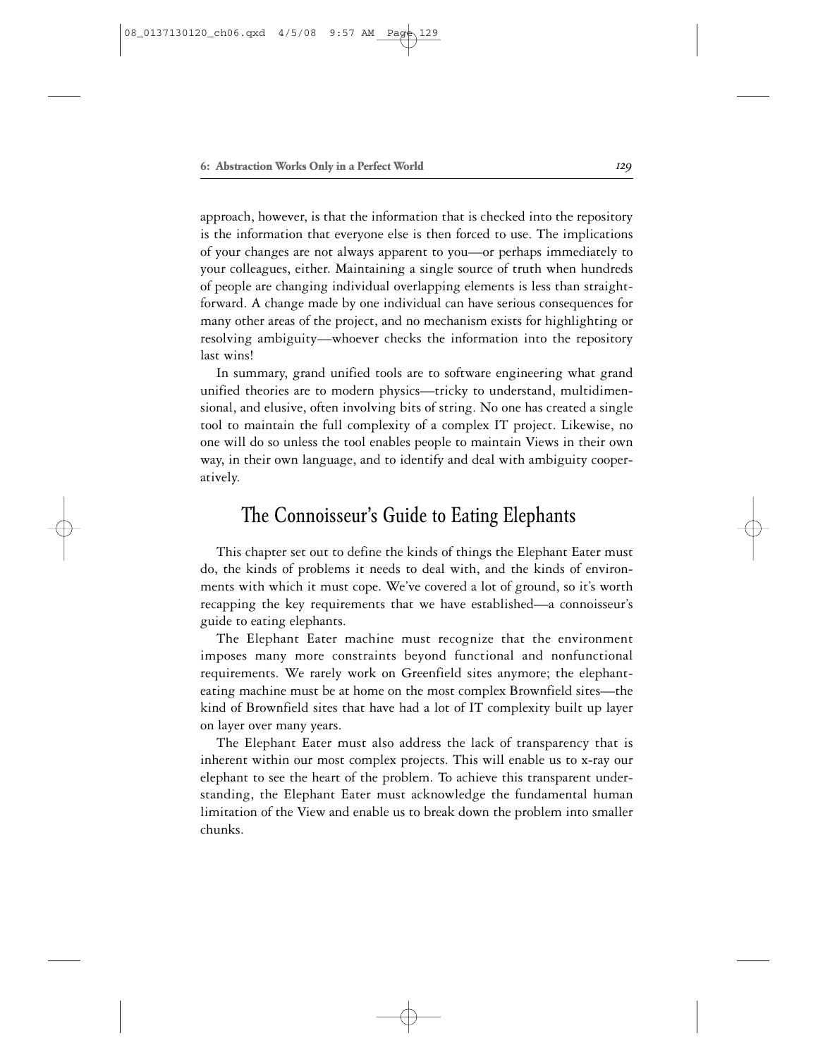approach, however, is that the information that is checked into the repository is the information that everyone else is then forced to use. The implications of your changes are not always apparent to you—or perhaps immediately to your colleagues, either. Maintaining a single source of truth when hundreds of people are changing individual overlapping elements is less than straightforward. A change made by one individual can have serious consequences for many other areas of the project, and no mechanism exists for highlighting or resolving ambiguity—whoever checks the information into the repository last wins!

In summary, grand unified tools are to software engineering what grand unified theories are to modern physics—tricky to understand, multidimensional, and elusive, often involving bits of string. No one has created a single tool to maintain the full complexity of a complex IT project. Likewise, no one will do so unless the tool enables people to maintain Views in their own way, in their own language, and to identify and deal with ambiguity cooperatively.

## The Connoisseur's Guide to Eating Elephants

This chapter set out to define the kinds of things the Elephant Eater must do, the kinds of problems it needs to deal with, and the kinds of environments with which it must cope. We've covered a lot of ground, so it's worth recapping the key requirements that we have established—a connoisseur's guide to eating elephants.

The Elephant Eater machine must recognize that the environment imposes many more constraints beyond functional and nonfunctional requirements. We rarely work on Greenfield sites anymore; the elephant-eating machine must be at home on the most complex Brownfield sites—the kind of Brownfield sites that have had a lot of IT complexity built up layer on layer over many years.

The Elephant Eater must also address the lack of transparency that is inherent within our most complex projects. This will enable us to x-ray our elephant to see the heart of the problem. To achieve this transparent understanding, the Elephant Eater must acknowledge the fundamental human limitation of the View and enable us to break down the problem into smaller chunks.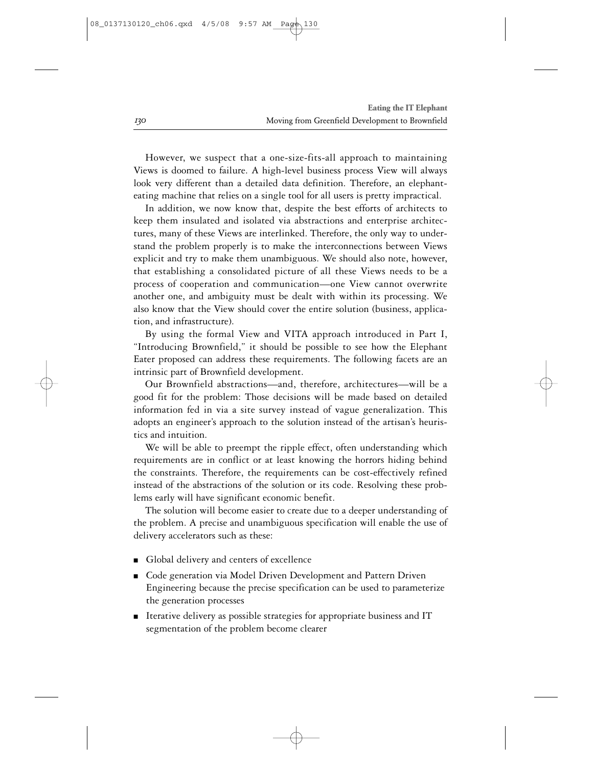However, we suspect that a one-size-fits-all approach to maintaining Views is doomed to failure. A high-level business process View will always look very different than a detailed data definition. Therefore, an elephant-eating machine that relies on a single tool for all users is pretty impractical.

In addition, we now know that, despite the best efforts of architects to keep them insulated and isolated via abstractions and enterprise architectures, many of these Views are interlinked. Therefore, the only way to understand the problem properly is to make the interconnections between Views explicit and try to make them unambiguous. We should also note, however, that establishing a consolidated picture of all these Views needs to be a process of cooperation and communication—one View cannot overwrite another one, and ambiguity must be dealt with within its processing. We also know that the View should cover the entire solution (business, application, and infrastructure).

By using the formal View and VITA approach introduced in Part I, "Introducing Brownfield," it should be possible to see how the Elephant Eater proposed can address these requirements. The following facets are an intrinsic part of Brownfield development.

Our Brownfield abstractions—and, therefore, architectures—will be a good fit for the problem: Those decisions will be made based on detailed information fed in via a site survey instead of vague generalization. This adopts an engineer's approach to the solution instead of the artisan's heuristics and intuition.

We will be able to preempt the ripple effect, often understanding which requirements are in conflict or at least knowing the horrors hiding behind the constraints. Therefore, the requirements can be cost-effectively refined instead of the abstractions of the solution or its code. Resolving these problems early will have significant economic benefit.

The solution will become easier to create due to a deeper understanding of the problem. A precise and unambiguous specification will enable the use of delivery accelerators such as these:

- Global delivery and centers of excellence
- Code generation via Model Driven Development and Pattern Driven Engineering because the precise specification can be used to parameterize the generation processes
- Iterative delivery as possible strategies for appropriate business and IT segmentation of the problem become clearer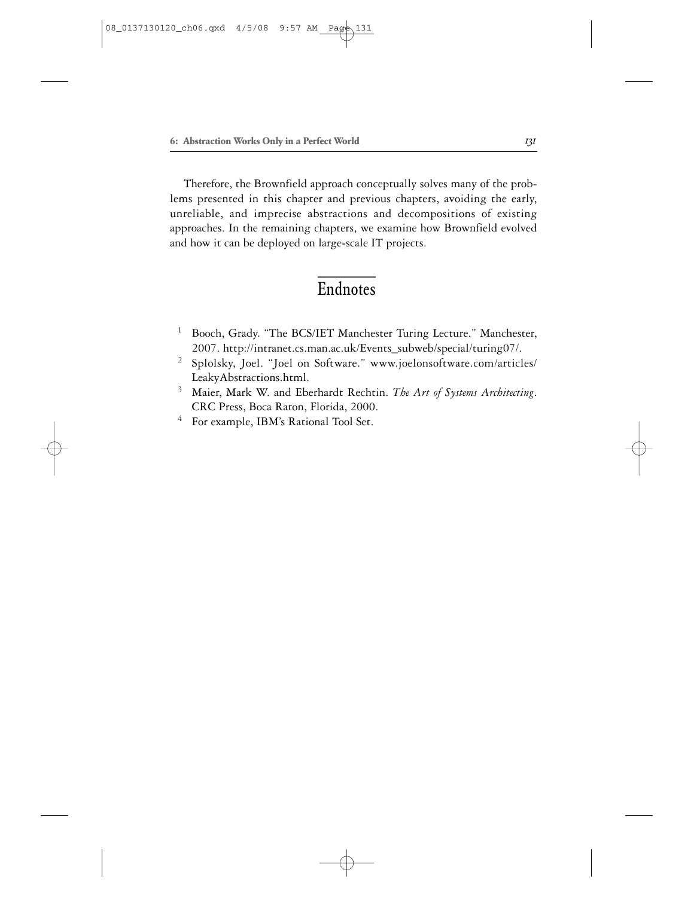Therefore, the Brownfield approach conceptually solves many of the problems presented in this chapter and previous chapters, avoiding the early, unreliable, and imprecise abstractions and decompositions of existing approaches. In the remaining chapters, we examine how Brownfield evolved and how it can be deployed on large-scale IT projects.

## Endnotes

1. Booch, Grady. "The BCS/IET Manchester Turing Lecture." Manchester, 2007. http://intranet.cs.man.ac.uk/Events_subweb/special/turing07/.
2. Splolsky, Joel. "Joel on Software." www.joelonsoftware.com/articles/LeakyAbstractions.html.
3. Maier, Mark W. and Eberhardt Rechtin. *The Art of Systems Architecting*. CRC Press, Boca Raton, Florida, 2000.
4. For example, IBM's Rational Tool Set.